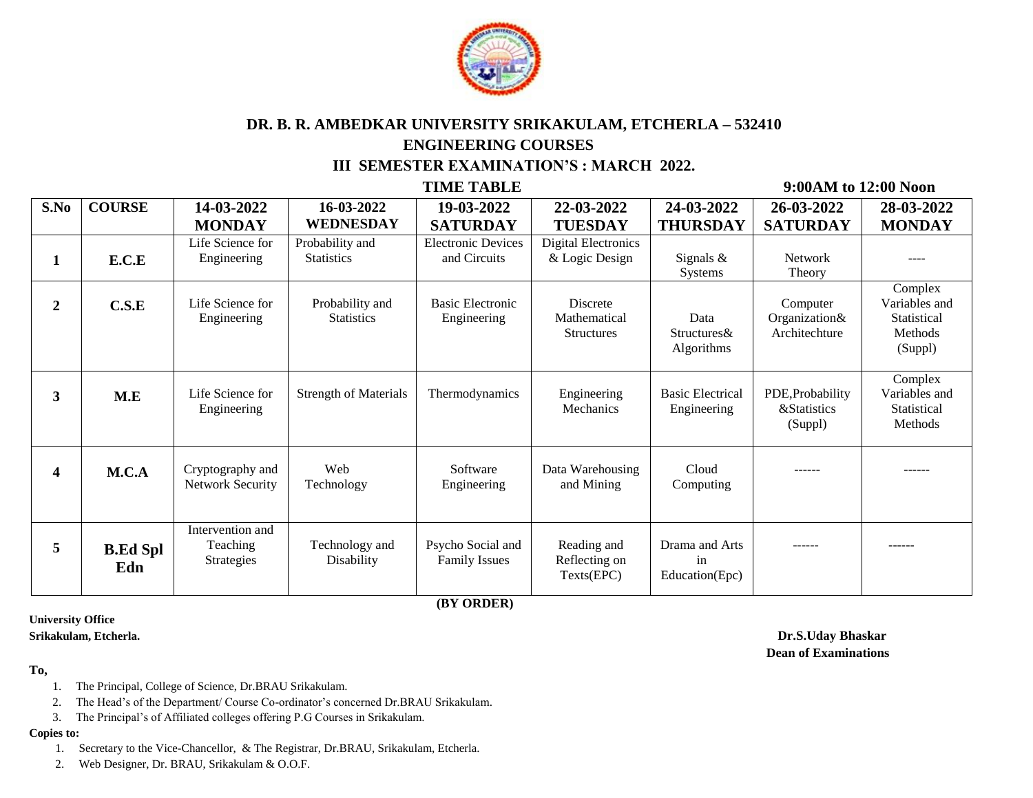# DR. B. R. AMBEDKAR UNIVERSITY SRIKAKULAM, ETCHERLA – 532410

## ENGINEERING COURSES

## III SEMESTER EXAMINATION'S : MARCH 2022.

**TIME TABLE** **9:00AM to 12:00 Noon**

| S.No | COURSE | 14-03-2022 MONDAY | 16-03-2022 WEDNESDAY | 19-03-2022 SATURDAY | 22-03-2022 TUESDAY | 24-03-2022 THURSDAY | 26-03-2022 SATURDAY | 28-03-2022 MONDAY |
|---|---|---|---|---|---|---|---|---|
| 1 | E.C.E | Life Science for Engineering | Probability and Statistics | Electronic Devices and Circuits | Digital Electronics & Logic Design | Signals & Systems | Network Theory | ---- |
| 2 | C.S.E | Life Science for Engineering | Probability and Statistics | Basic Electronic Engineering | Discrete Mathematical Structures | Data Structures& Algorithms | Computer Organization& Architechture | Complex Variables and Statistical Methods (Suppl) |
| 3 | M.E | Life Science for Engineering | Strength of Materials | Thermodynamics | Engineering Mechanics | Basic Electrical Engineering | PDE,Probability &Statistics (Suppl) | Complex Variables and Statistical Methods |
| 4 | M.C.A | Cryptography and Network Security | Web Technology | Software Engineering | Data Warehousing and Mining | Cloud Computing | ------ | ------ |
| 5 | B.Ed Spl Edn | Intervention and Teaching Strategies | Technology and Disability | Psycho Social and Family Issues | Reading and Reflecting on Texts(EPC) | Drama and Arts in Education(Epc) | ------ | ------ |

**(BY ORDER)**

**University Office**
**Srikakulam, Etcherla.**

**Dr.S.Uday Bhaskar**
**Dean of Examinations**

**To,**

1. The Principal, College of Science, Dr.BRAU Srikakulam.
2. The Head's of the Department/ Course Co-ordinator's concerned Dr.BRAU Srikakulam.
3. The Principal's of Affiliated colleges offering P.G Courses in Srikakulam.

**Copies to:**

1. Secretary to the Vice-Chancellor, & The Registrar, Dr.BRAU, Srikakulam, Etcherla.
2. Web Designer, Dr. BRAU, Srikakulam & O.O.F.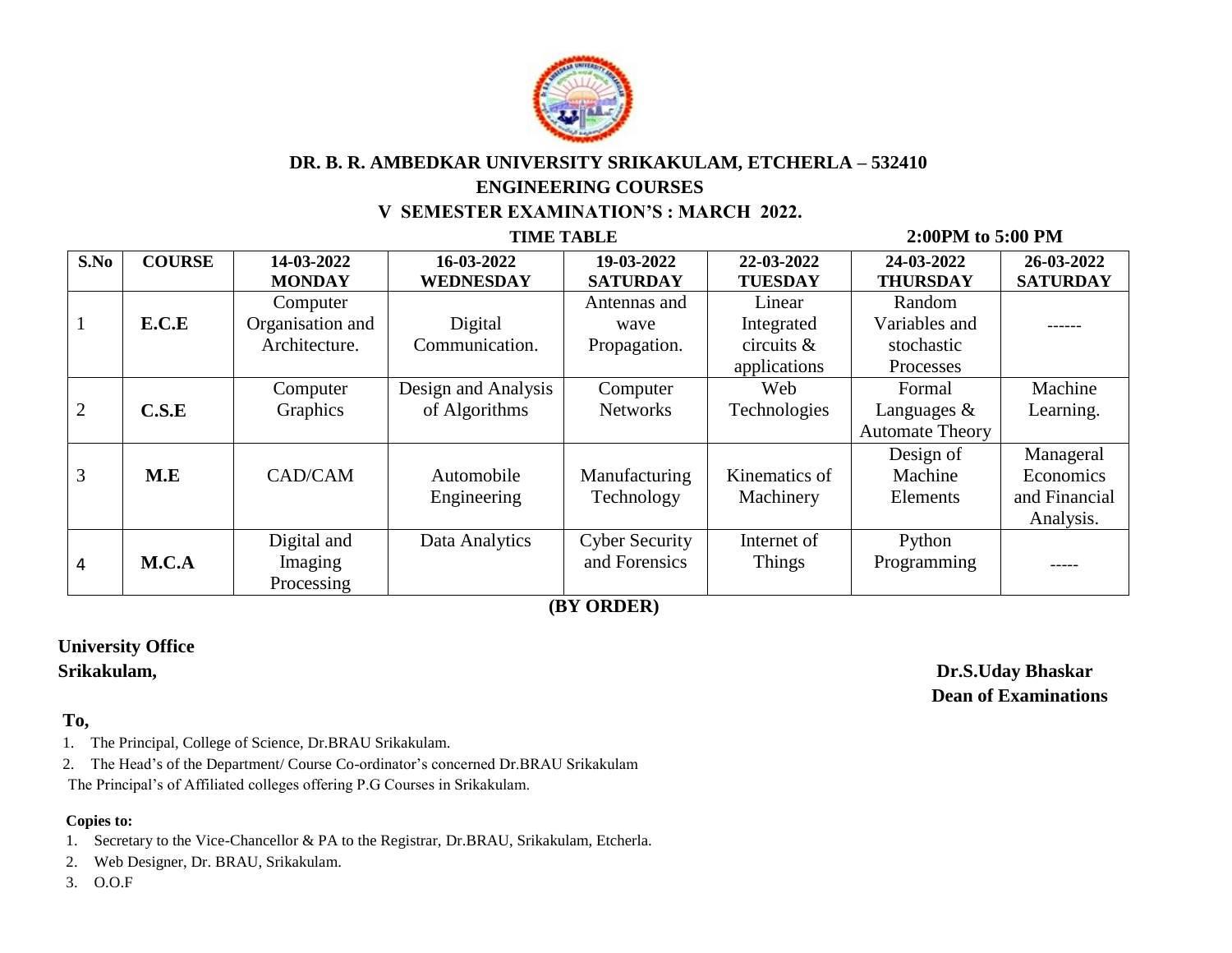**DR. B. R. AMBEDKAR UNIVERSITY SRIKAKULAM, ETCHERLA – 532410**

**ENGINEERING COURSES**

**V SEMESTER EXAMINATION'S : MARCH 2022.**

**TIME TABLE** **2:00PM to 5:00 PM**

| S.No | COURSE | 14-03-2022 MONDAY | 16-03-2022 WEDNESDAY | 19-03-2022 SATURDAY | 22-03-2022 TUESDAY | 24-03-2022 THURSDAY | 26-03-2022 SATURDAY |
|---|---|---|---|---|---|---|---|
| 1 | **E.C.E** | Computer Organisation and Architecture. | Digital Communication. | Antennas and wave Propagation. | Linear Integrated circuits & applications | Random Variables and stochastic Processes | ------ |
| 2 | **C.S.E** | Computer Graphics | Design and Analysis of Algorithms | Computer Networks | Web Technologies | Formal Languages & Automate Theory | Machine Learning. |
| 3 | **M.E** | CAD/CAM | Automobile Engineering | Manufacturing Technology | Kinematics of Machinery | Design of Machine Elements | Manageral Economics and Financial Analysis. |
| 4 | **M.C.A** | Digital and Imaging Processing | Data Analytics | Cyber Security and Forensics | Internet of Things | Python Programming | ----- |

**(BY ORDER)**

**University Office**
**Srikakulam,**

**Dr.S.Uday Bhaskar**
**Dean of Examinations**

**To,**

1. The Principal, College of Science, Dr.BRAU Srikakulam.
2. The Head's of the Department/ Course Co-ordinator's concerned Dr.BRAU Srikakulam

The Principal's of Affiliated colleges offering P.G Courses in Srikakulam.

**Copies to:**

1. Secretary to the Vice-Chancellor & PA to the Registrar, Dr.BRAU, Srikakulam, Etcherla.
2. Web Designer, Dr. BRAU, Srikakulam.
3. O.O.F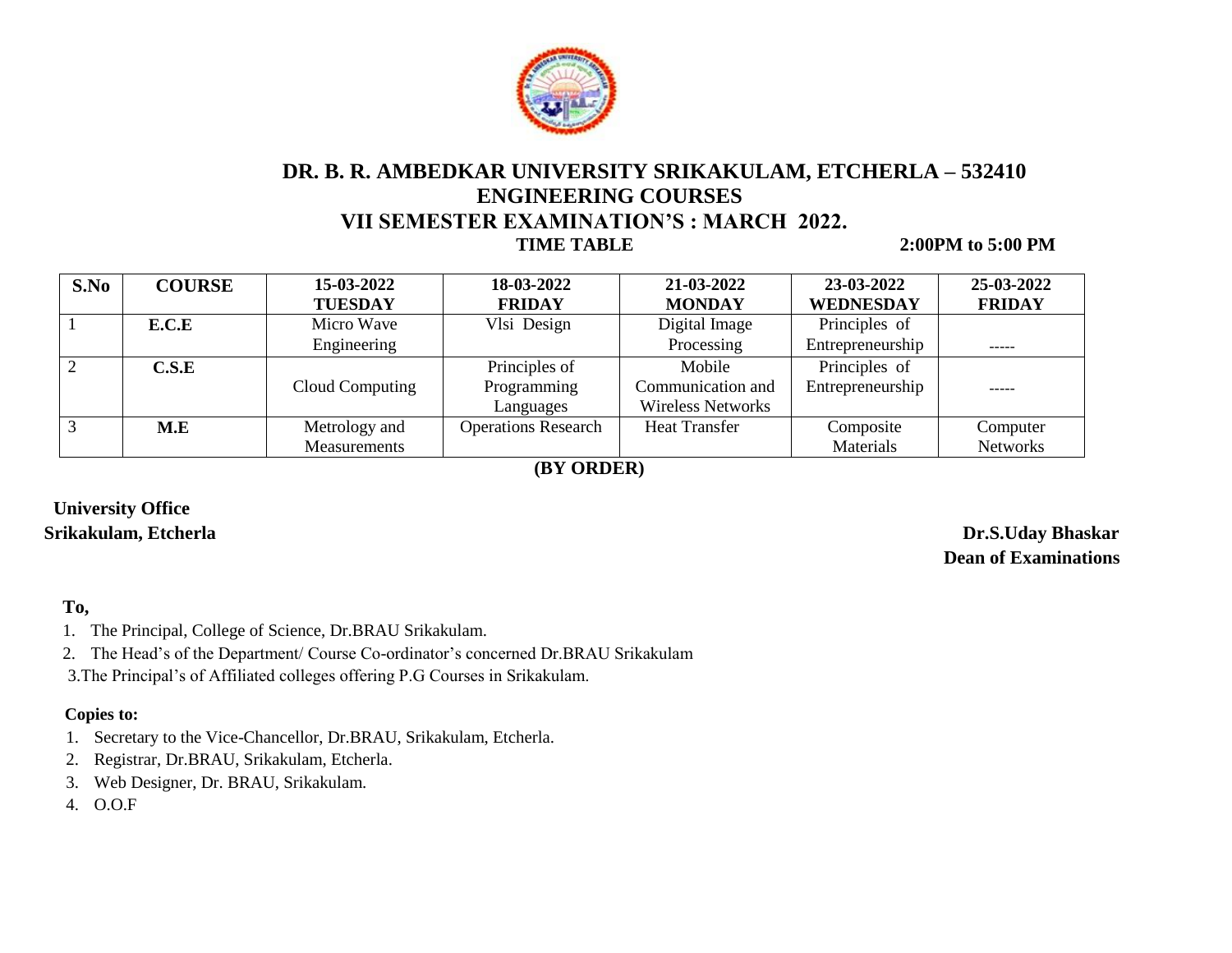# DR. B. R. AMBEDKAR UNIVERSITY SRIKAKULAM, ETCHERLA – 532410

## ENGINEERING COURSES

## VII SEMESTER EXAMINATION'S : MARCH 2022.

**TIME TABLE** **2:00PM to 5:00 PM**

| S.No | COURSE | 15-03-2022 TUESDAY | 18-03-2022 FRIDAY | 21-03-2022 MONDAY | 23-03-2022 WEDNESDAY | 25-03-2022 FRIDAY |
|---|---|---|---|---|---|---|
| 1 | E.C.E | Micro Wave Engineering | Vlsi Design | Digital Image Processing | Principles of Entrepreneurship | ----- |
| 2 | C.S.E | Cloud Computing | Principles of Programming Languages | Mobile Communication and Wireless Networks | Principles of Entrepreneurship | ----- |
| 3 | M.E | Metrology and Measurements | Operations Research | Heat Transfer | Composite Materials | Computer Networks |

**(BY ORDER)**

**University Office**
**Srikakulam, Etcherla**

**Dr.S.Uday Bhaskar**
**Dean of Examinations**

**To,**

1. The Principal, College of Science, Dr.BRAU Srikakulam.
2. The Head's of the Department/ Course Co-ordinator's concerned Dr.BRAU Srikakulam
3. The Principal's of Affiliated colleges offering P.G Courses in Srikakulam.

**Copies to:**

1. Secretary to the Vice-Chancellor, Dr.BRAU, Srikakulam, Etcherla.
2. Registrar, Dr.BRAU, Srikakulam, Etcherla.
3. Web Designer, Dr. BRAU, Srikakulam.
4. O.O.F